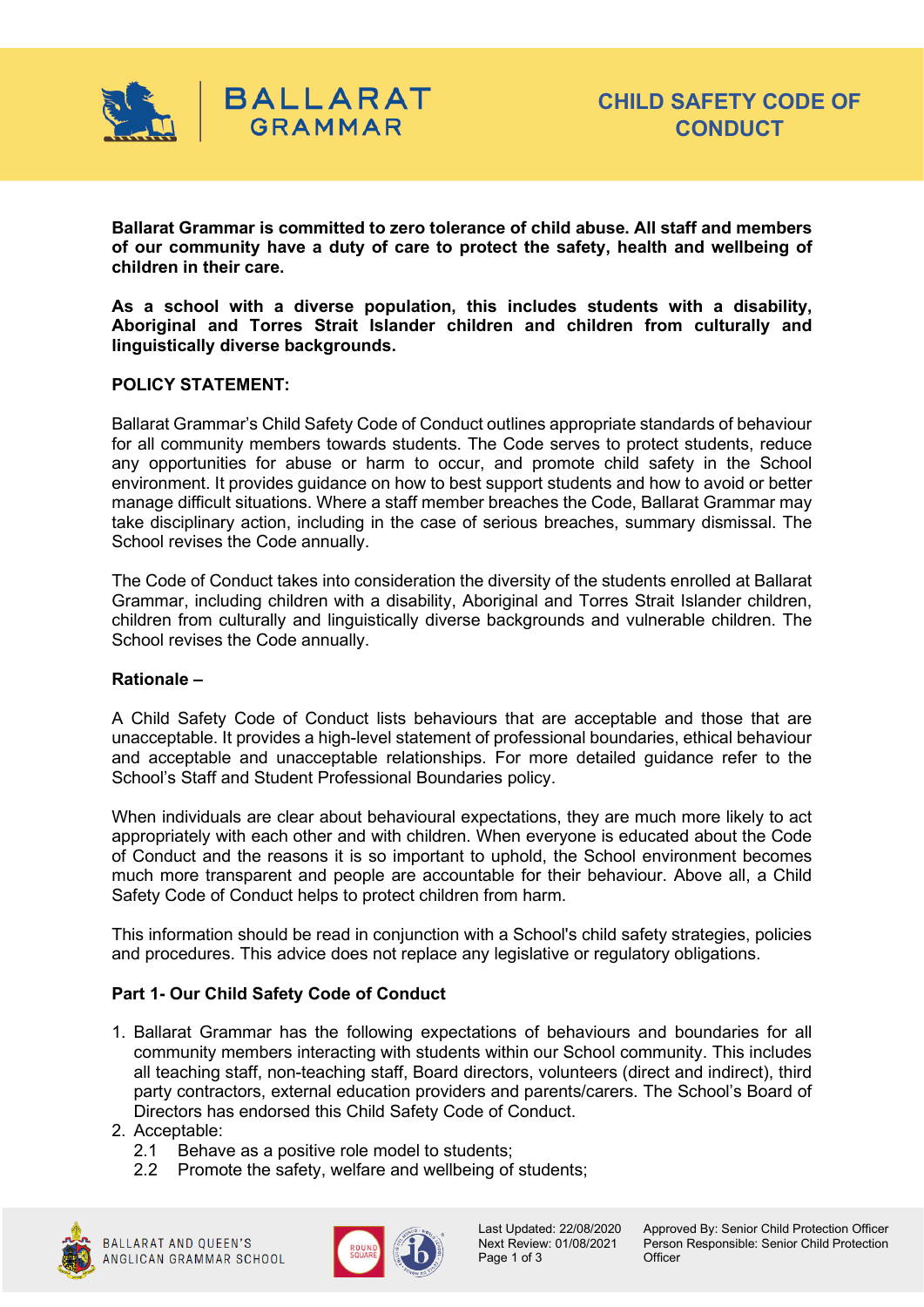# CHILD SAFETY CODE OF CONDUCT

**Ballarat Grammar is committed to zero tolerance of child abuse. All staff and members of our community have a duty of care to protect the safety, health and wellbeing of children in their care.**

**As a school with a diverse population, this includes students with a disability, Aboriginal and Torres Strait Islander children and children from culturally and linguistically diverse backgrounds.**

## POLICY STATEMENT:

Ballarat Grammar's Child Safety Code of Conduct outlines appropriate standards of behaviour for all community members towards students. The Code serves to protect students, reduce any opportunities for abuse or harm to occur, and promote child safety in the School environment. It provides guidance on how to best support students and how to avoid or better manage difficult situations. Where a staff member breaches the Code, Ballarat Grammar may take disciplinary action, including in the case of serious breaches, summary dismissal. The School revises the Code annually.

The Code of Conduct takes into consideration the diversity of the students enrolled at Ballarat Grammar, including children with a disability, Aboriginal and Torres Strait Islander children, children from culturally and linguistically diverse backgrounds and vulnerable children. The School revises the Code annually.

## Rationale –

A Child Safety Code of Conduct lists behaviours that are acceptable and those that are unacceptable. It provides a high-level statement of professional boundaries, ethical behaviour and acceptable and unacceptable relationships. For more detailed guidance refer to the School's Staff and Student Professional Boundaries policy.

When individuals are clear about behavioural expectations, they are much more likely to act appropriately with each other and with children. When everyone is educated about the Code of Conduct and the reasons it is so important to uphold, the School environment becomes much more transparent and people are accountable for their behaviour. Above all, a Child Safety Code of Conduct helps to protect children from harm.

This information should be read in conjunction with a School's child safety strategies, policies and procedures. This advice does not replace any legislative or regulatory obligations.

## Part 1- Our Child Safety Code of Conduct

1. Ballarat Grammar has the following expectations of behaviours and boundaries for all community members interacting with students within our School community. This includes all teaching staff, non-teaching staff, Board directors, volunteers (direct and indirect), third party contractors, external education providers and parents/carers. The School's Board of Directors has endorsed this Child Safety Code of Conduct.
2. Acceptable:
   - 2.1 Behave as a positive role model to students;
   - 2.2 Promote the safety, welfare and wellbeing of students;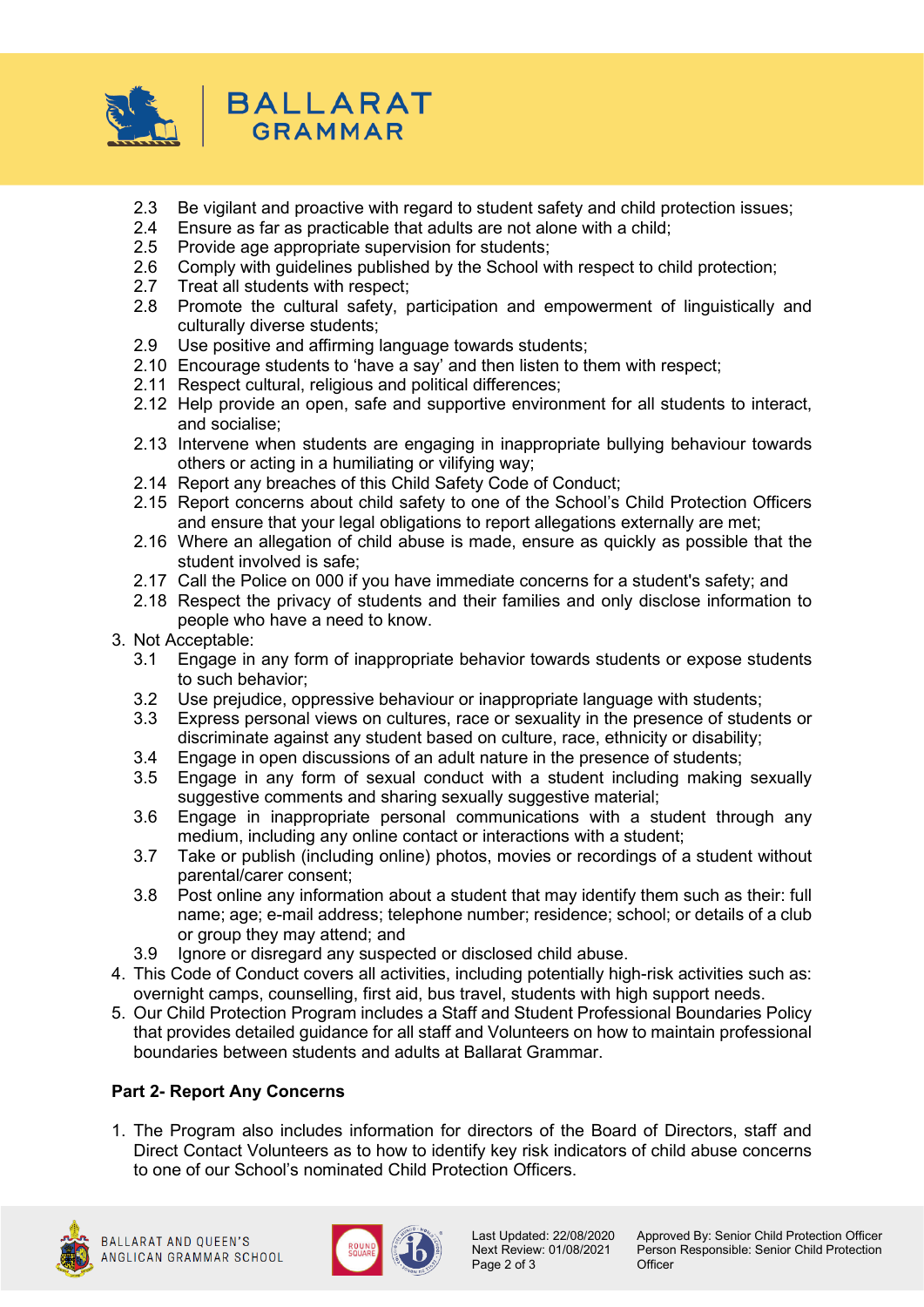2.3 Be vigilant and proactive with regard to student safety and child protection issues;
2.4 Ensure as far as practicable that adults are not alone with a child;
2.5 Provide age appropriate supervision for students;
2.6 Comply with guidelines published by the School with respect to child protection;
2.7 Treat all students with respect;
2.8 Promote the cultural safety, participation and empowerment of linguistically and culturally diverse students;
2.9 Use positive and affirming language towards students;
2.10 Encourage students to 'have a say' and then listen to them with respect;
2.11 Respect cultural, religious and political differences;
2.12 Help provide an open, safe and supportive environment for all students to interact, and socialise;
2.13 Intervene when students are engaging in inappropriate bullying behaviour towards others or acting in a humiliating or vilifying way;
2.14 Report any breaches of this Child Safety Code of Conduct;
2.15 Report concerns about child safety to one of the School's Child Protection Officers and ensure that your legal obligations to report allegations externally are met;
2.16 Where an allegation of child abuse is made, ensure as quickly as possible that the student involved is safe;
2.17 Call the Police on 000 if you have immediate concerns for a student's safety; and
2.18 Respect the privacy of students and their families and only disclose information to people who have a need to know.

3. Not Acceptable:
   3.1 Engage in any form of inappropriate behavior towards students or expose students to such behavior;
   3.2 Use prejudice, oppressive behaviour or inappropriate language with students;
   3.3 Express personal views on cultures, race or sexuality in the presence of students or discriminate against any student based on culture, race, ethnicity or disability;
   3.4 Engage in open discussions of an adult nature in the presence of students;
   3.5 Engage in any form of sexual conduct with a student including making sexually suggestive comments and sharing sexually suggestive material;
   3.6 Engage in inappropriate personal communications with a student through any medium, including any online contact or interactions with a student;
   3.7 Take or publish (including online) photos, movies or recordings of a student without parental/carer consent;
   3.8 Post online any information about a student that may identify them such as their: full name; age; e-mail address; telephone number; residence; school; or details of a club or group they may attend; and
   3.9 Ignore or disregard any suspected or disclosed child abuse.
4. This Code of Conduct covers all activities, including potentially high-risk activities such as: overnight camps, counselling, first aid, bus travel, students with high support needs.
5. Our Child Protection Program includes a Staff and Student Professional Boundaries Policy that provides detailed guidance for all staff and Volunteers on how to maintain professional boundaries between students and adults at Ballarat Grammar.

**Part 2- Report Any Concerns**

1. The Program also includes information for directors of the Board of Directors, staff and Direct Contact Volunteers as to how to identify key risk indicators of child abuse concerns to one of our School's nominated Child Protection Officers.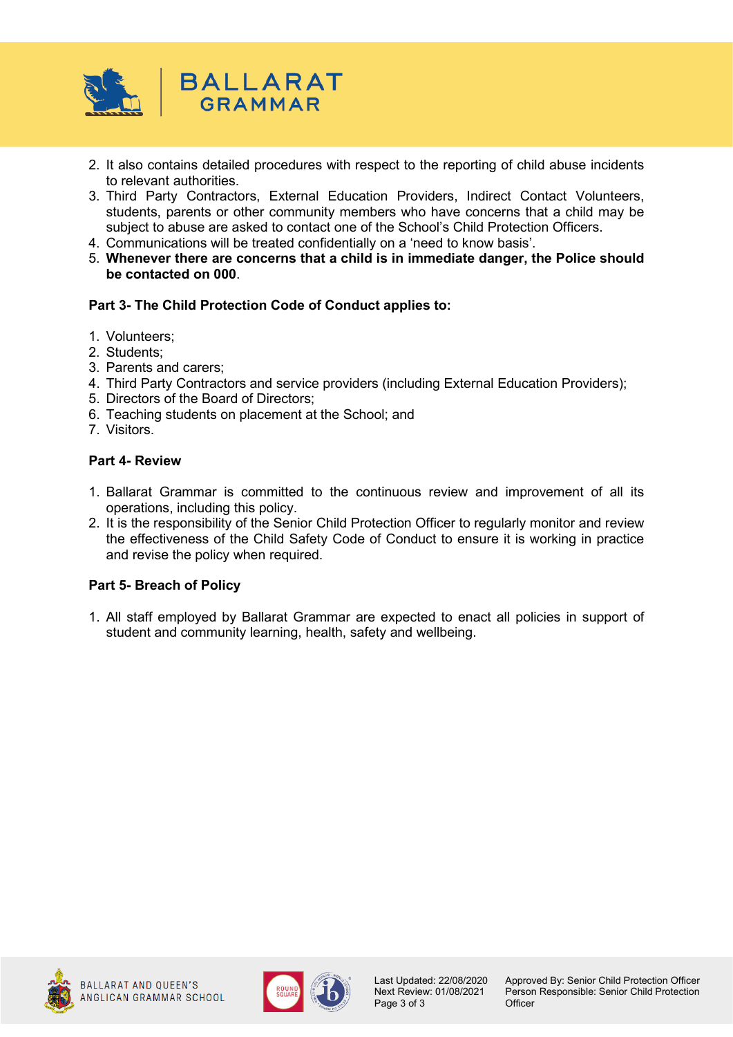2. It also contains detailed procedures with respect to the reporting of child abuse incidents to relevant authorities.
3. Third Party Contractors, External Education Providers, Indirect Contact Volunteers, students, parents or other community members who have concerns that a child may be subject to abuse are asked to contact one of the School's Child Protection Officers.
4. Communications will be treated confidentially on a 'need to know basis'.
5. **Whenever there are concerns that a child is in immediate danger, the Police should be contacted on 000**.

**Part 3- The Child Protection Code of Conduct applies to:**

1. Volunteers;
2. Students;
3. Parents and carers;
4. Third Party Contractors and service providers (including External Education Providers);
5. Directors of the Board of Directors;
6. Teaching students on placement at the School; and
7. Visitors.

**Part 4- Review**

1. Ballarat Grammar is committed to the continuous review and improvement of all its operations, including this policy.
2. It is the responsibility of the Senior Child Protection Officer to regularly monitor and review the effectiveness of the Child Safety Code of Conduct to ensure it is working in practice and revise the policy when required.

**Part 5- Breach of Policy**

1. All staff employed by Ballarat Grammar are expected to enact all policies in support of student and community learning, health, safety and wellbeing.